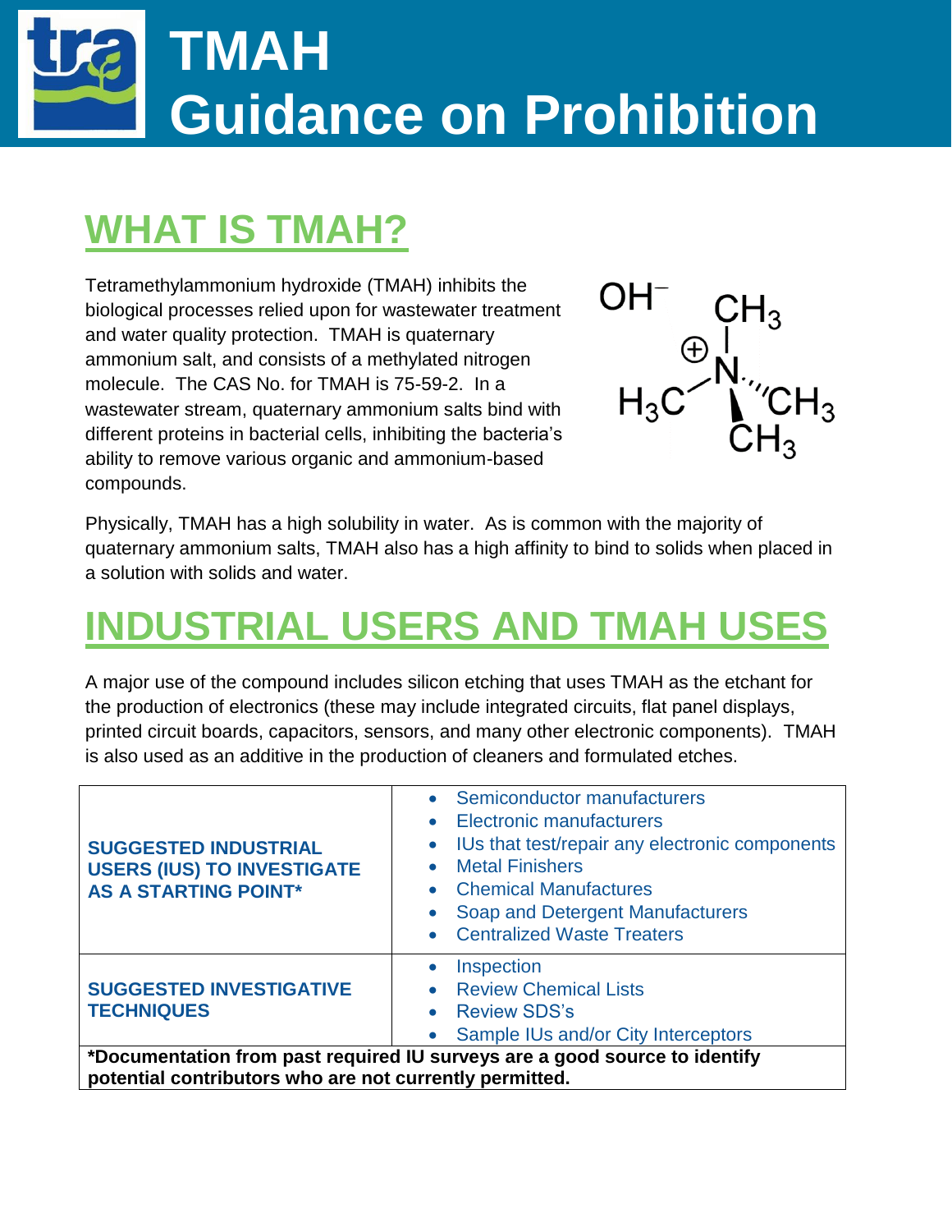# TMAH Guidance on Prohibition

## WHAT IS TMAH?

Tetramethylammonium hydroxide (TMAH) inhibits the biological processes relied upon for wastewater treatment and water quality protection. TMAH is quaternary ammonium salt, and consists of a methylated nitrogen molecule. The CAS No. for TMAH is 75-59-2. In a wastewater stream, quaternary ammonium salts bind with different proteins in bacterial cells, inhibiting the bacteria's ability to remove various organic and ammonium-based compounds.

Physically, TMAH has a high solubility in water. As is common with the majority of quaternary ammonium salts, TMAH also has a high affinity to bind to solids when placed in a solution with solids and water.

## INDUSTRIAL USERS AND TMAH USES

A major use of the compound includes silicon etching that uses TMAH as the etchant for the production of electronics (these may include integrated circuits, flat panel displays, printed circuit boards, capacitors, sensors, and many other electronic components). TMAH is also used as an additive in the production of cleaners and formulated etches.

| | |
|---|---|
| **SUGGESTED INDUSTRIAL USERS (IUS) TO INVESTIGATE AS A STARTING POINT*** | • Semiconductor manufacturers<br>• Electronic manufacturers<br>• IUs that test/repair any electronic components<br>• Metal Finishers<br>• Chemical Manufactures<br>• Soap and Detergent Manufacturers<br>• Centralized Waste Treaters |
| **SUGGESTED INVESTIGATIVE TECHNIQUES** | • Inspection<br>• Review Chemical Lists<br>• Review SDS's<br>• Sample IUs and/or City Interceptors |
| ***Documentation from past required IU surveys are a good source to identify potential contributors who are not currently permitted.** | |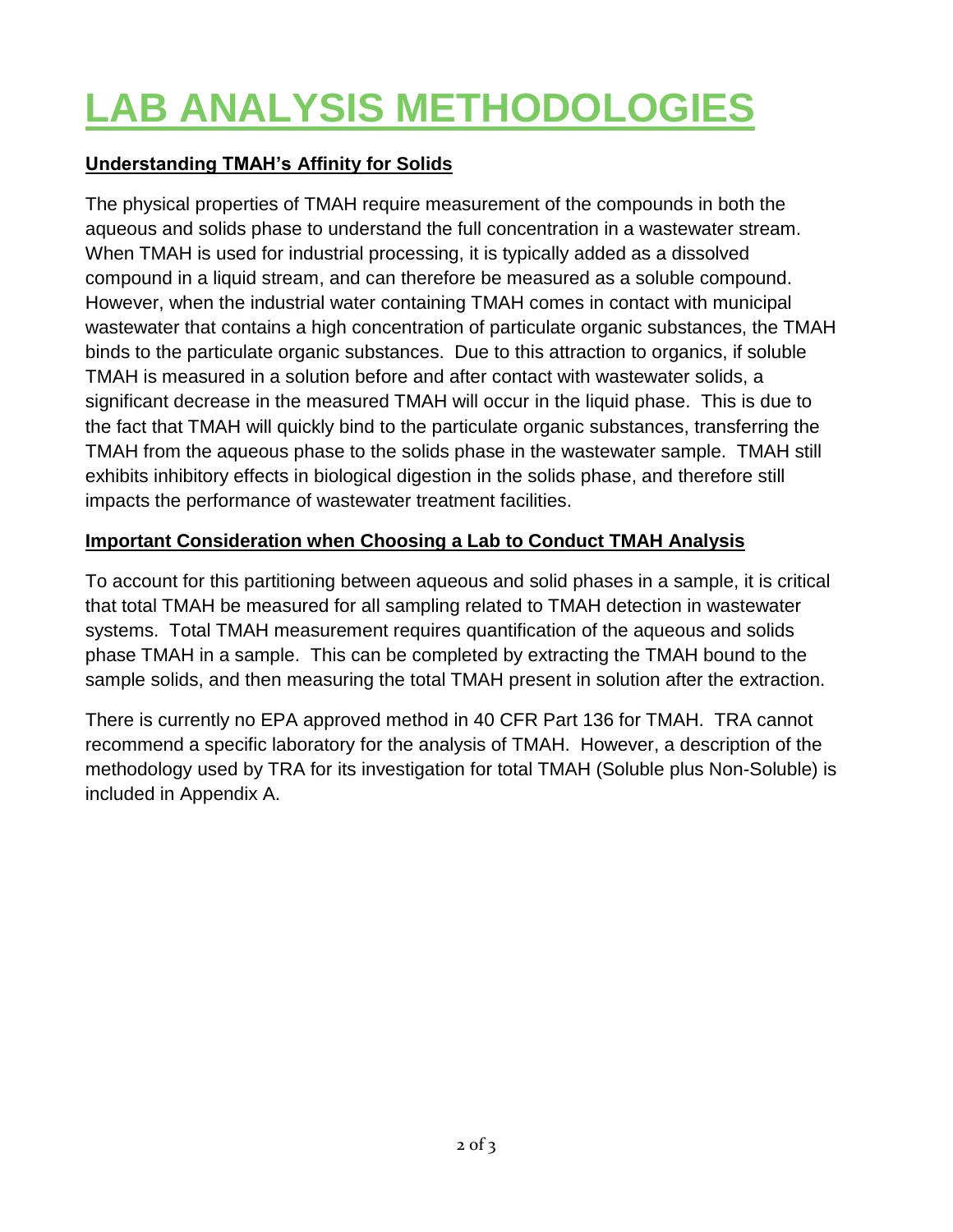# LAB ANALYSIS METHODOLOGIES

## Understanding TMAH's Affinity for Solids

The physical properties of TMAH require measurement of the compounds in both the aqueous and solids phase to understand the full concentration in a wastewater stream. When TMAH is used for industrial processing, it is typically added as a dissolved compound in a liquid stream, and can therefore be measured as a soluble compound. However, when the industrial water containing TMAH comes in contact with municipal wastewater that contains a high concentration of particulate organic substances, the TMAH binds to the particulate organic substances. Due to this attraction to organics, if soluble TMAH is measured in a solution before and after contact with wastewater solids, a significant decrease in the measured TMAH will occur in the liquid phase. This is due to the fact that TMAH will quickly bind to the particulate organic substances, transferring the TMAH from the aqueous phase to the solids phase in the wastewater sample. TMAH still exhibits inhibitory effects in biological digestion in the solids phase, and therefore still impacts the performance of wastewater treatment facilities.

## Important Consideration when Choosing a Lab to Conduct TMAH Analysis

To account for this partitioning between aqueous and solid phases in a sample, it is critical that total TMAH be measured for all sampling related to TMAH detection in wastewater systems. Total TMAH measurement requires quantification of the aqueous and solids phase TMAH in a sample. This can be completed by extracting the TMAH bound to the sample solids, and then measuring the total TMAH present in solution after the extraction.

There is currently no EPA approved method in 40 CFR Part 136 for TMAH. TRA cannot recommend a specific laboratory for the analysis of TMAH. However, a description of the methodology used by TRA for its investigation for total TMAH (Soluble plus Non-Soluble) is included in Appendix A.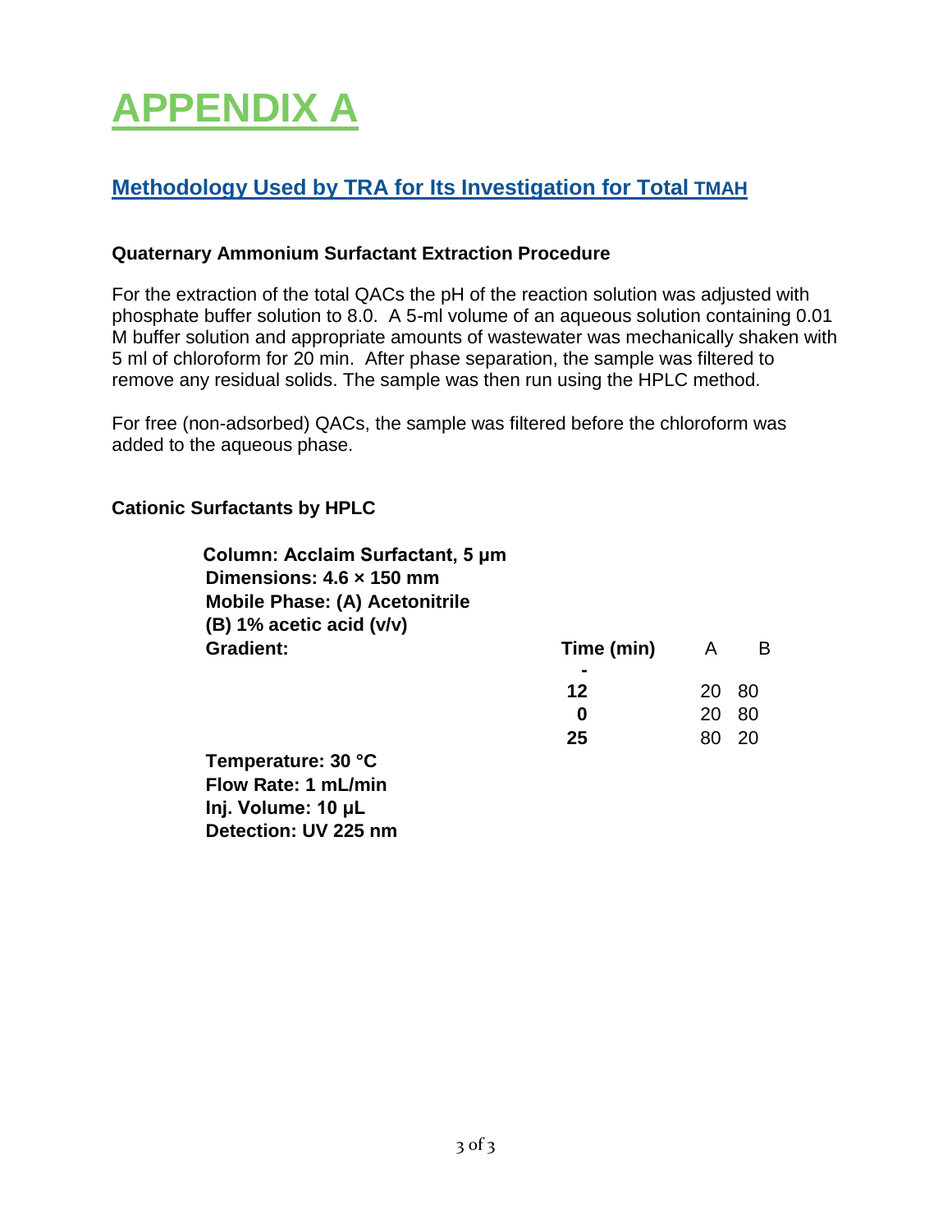# APPENDIX A

## Methodology Used by TRA for Its Investigation for Total TMAH

**Quaternary Ammonium Surfactant Extraction Procedure**

For the extraction of the total QACs the pH of the reaction solution was adjusted with phosphate buffer solution to 8.0. A 5-ml volume of an aqueous solution containing 0.01 M buffer solution and appropriate amounts of wastewater was mechanically shaken with 5 ml of chloroform for 20 min. After phase separation, the sample was filtered to remove any residual solids. The sample was then run using the HPLC method.

For free (non-adsorbed) QACs, the sample was filtered before the chloroform was added to the aqueous phase.

**Cationic Surfactants by HPLC**

**Column: Acclaim Surfactant, 5 µm**
**Dimensions: 4.6 × 150 mm**
**Mobile Phase: (A) Acetonitrile**
**(B) 1% acetic acid (v/v)**
**Gradient:**

| Time (min) | A | B |
|---|---|---|
| **-12** | 20 | 80 |
| **0** | 20 | 80 |
| **25** | 80 | 20 |

**Temperature: 30 °C**
**Flow Rate: 1 mL/min**
**Inj. Volume: 10 µL**
**Detection: UV 225 nm**